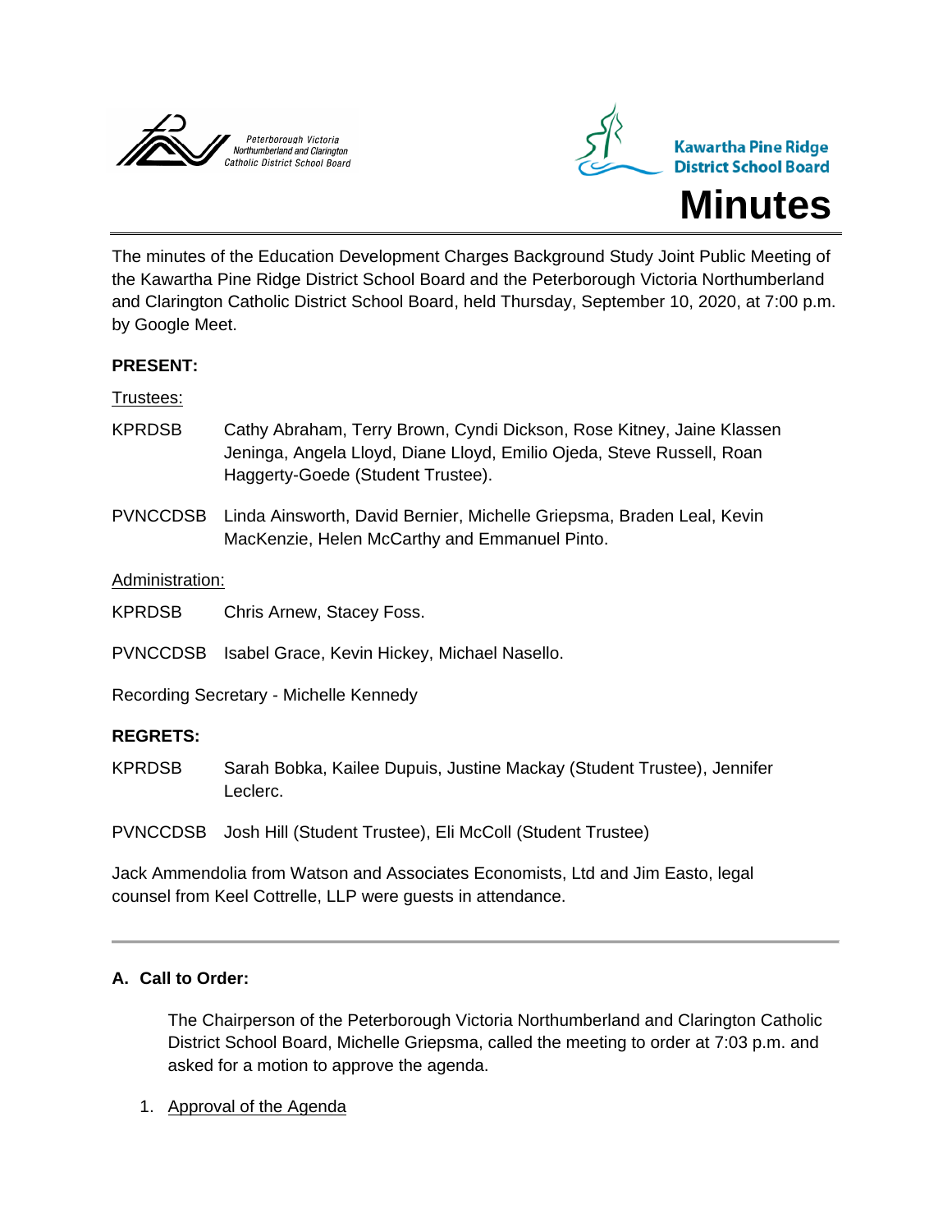Peterborough Victoria Northumberland and Clarington Catholic District School Board

Kawartha Pine Ridge District School Board

# Minutes

The minutes of the Education Development Charges Background Study Joint Public Meeting of the Kawartha Pine Ridge District School Board and the Peterborough Victoria Northumberland and Clarington Catholic District School Board, held Thursday, September 10, 2020, at 7:00 p.m. by Google Meet.

**PRESENT:**

Trustees:

KPRDSB Cathy Abraham, Terry Brown, Cyndi Dickson, Rose Kitney, Jaine Klassen Jeninga, Angela Lloyd, Diane Lloyd, Emilio Ojeda, Steve Russell, Roan Haggerty-Goede (Student Trustee).

PVNCCDSB Linda Ainsworth, David Bernier, Michelle Griepsma, Braden Leal, Kevin MacKenzie, Helen McCarthy and Emmanuel Pinto.

Administration:

KPRDSB Chris Arnew, Stacey Foss.

PVNCCDSB Isabel Grace, Kevin Hickey, Michael Nasello.

Recording Secretary - Michelle Kennedy

**REGRETS:**

KPRDSB Sarah Bobka, Kailee Dupuis, Justine Mackay (Student Trustee), Jennifer Leclerc.

PVNCCDSB Josh Hill (Student Trustee), Eli McColl (Student Trustee)

Jack Ammendolia from Watson and Associates Economists, Ltd and Jim Easto, legal counsel from Keel Cottrelle, LLP were guests in attendance.

---

**A. Call to Order:**

The Chairperson of the Peterborough Victoria Northumberland and Clarington Catholic District School Board, Michelle Griepsma, called the meeting to order at 7:03 p.m. and asked for a motion to approve the agenda.

1. Approval of the Agenda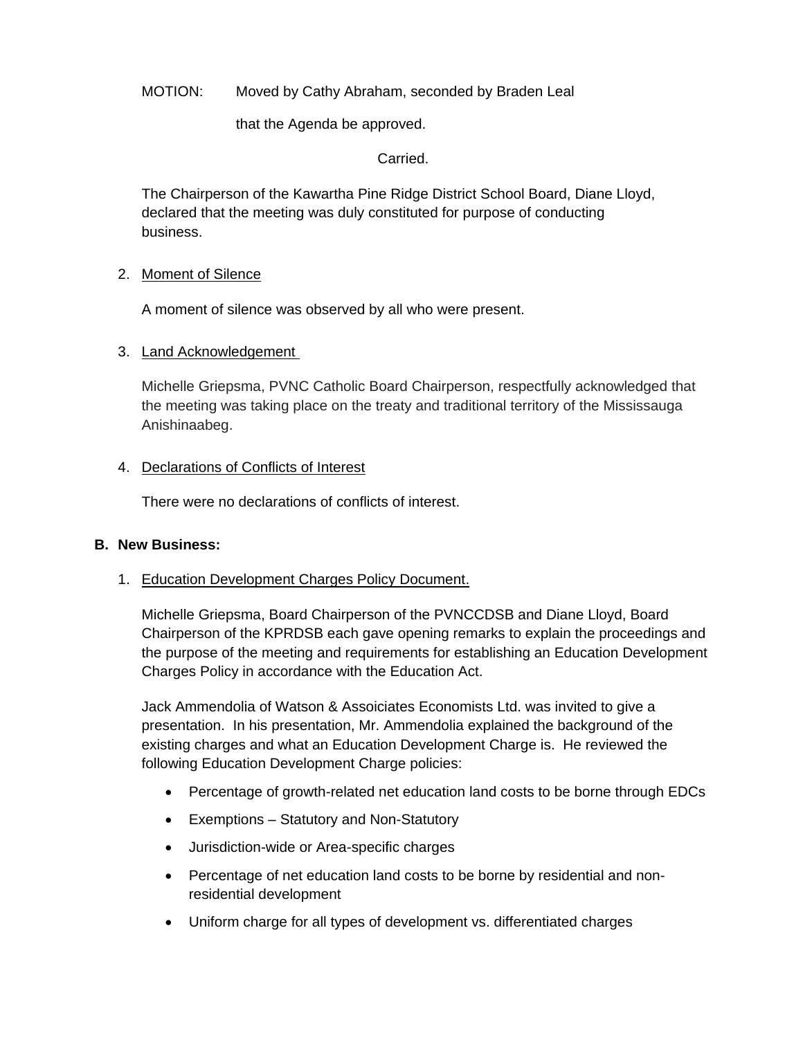MOTION: Moved by Cathy Abraham, seconded by Braden Leal

that the Agenda be approved.

Carried.

The Chairperson of the Kawartha Pine Ridge District School Board, Diane Lloyd, declared that the meeting was duly constituted for purpose of conducting business.

2. Moment of Silence

A moment of silence was observed by all who were present.

3. Land Acknowledgement

Michelle Griepsma, PVNC Catholic Board Chairperson, respectfully acknowledged that the meeting was taking place on the treaty and traditional territory of the Mississauga Anishinaabeg.

4. Declarations of Conflicts of Interest

There were no declarations of conflicts of interest.

**B. New Business:**

1. Education Development Charges Policy Document.

Michelle Griepsma, Board Chairperson of the PVNCCDSB and Diane Lloyd, Board Chairperson of the KPRDSB each gave opening remarks to explain the proceedings and the purpose of the meeting and requirements for establishing an Education Development Charges Policy in accordance with the Education Act.

Jack Ammendolia of Watson & Assoiciates Economists Ltd. was invited to give a presentation. In his presentation, Mr. Ammendolia explained the background of the existing charges and what an Education Development Charge is. He reviewed the following Education Development Charge policies:

- Percentage of growth-related net education land costs to be borne through EDCs
- Exemptions – Statutory and Non-Statutory
- Jurisdiction-wide or Area-specific charges
- Percentage of net education land costs to be borne by residential and non-residential development
- Uniform charge for all types of development vs. differentiated charges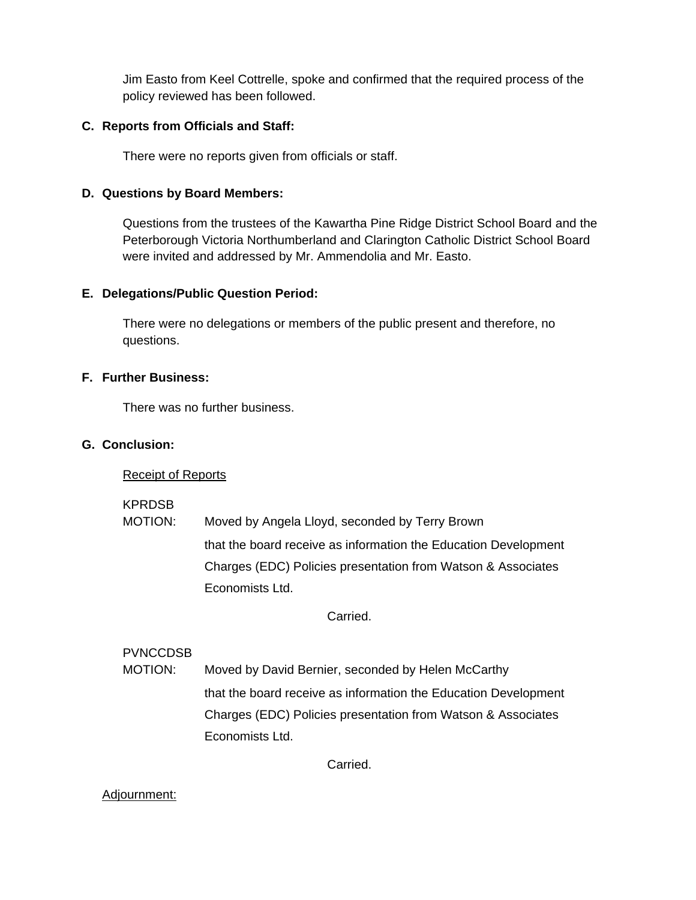Jim Easto from Keel Cottrelle, spoke and confirmed that the required process of the policy reviewed has been followed.

**C. Reports from Officials and Staff:**

There were no reports given from officials or staff.

**D. Questions by Board Members:**

Questions from the trustees of the Kawartha Pine Ridge District School Board and the Peterborough Victoria Northumberland and Clarington Catholic District School Board were invited and addressed by Mr. Ammendolia and Mr. Easto.

**E. Delegations/Public Question Period:**

There were no delegations or members of the public present and therefore, no questions.

**F. Further Business:**

There was no further business.

**G. Conclusion:**

Receipt of Reports

KPRDSB
MOTION: Moved by Angela Lloyd, seconded by Terry Brown

that the board receive as information the Education Development Charges (EDC) Policies presentation from Watson & Associates Economists Ltd.

Carried.

PVNCCDSB
MOTION: Moved by David Bernier, seconded by Helen McCarthy

that the board receive as information the Education Development Charges (EDC) Policies presentation from Watson & Associates Economists Ltd.

Carried.

Adjournment: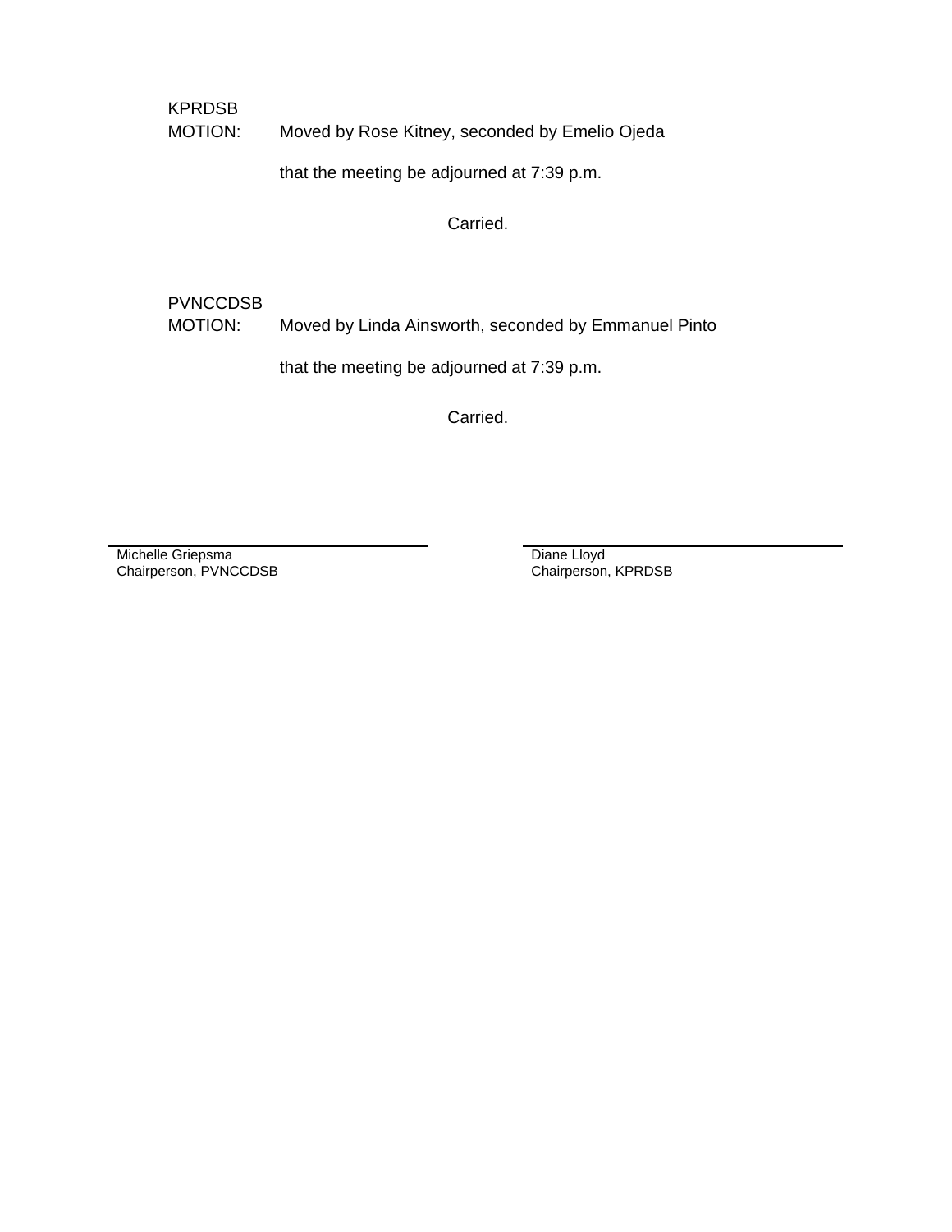KPRDSB
MOTION: Moved by Rose Kitney, seconded by Emelio Ojeda

that the meeting be adjourned at 7:39 p.m.

Carried.

PVNCCDSB
MOTION: Moved by Linda Ainsworth, seconded by Emmanuel Pinto

that the meeting be adjourned at 7:39 p.m.

Carried.

Michelle Griepsma
Chairperson, PVNCCDSB

Diane Lloyd
Chairperson, KPRDSB